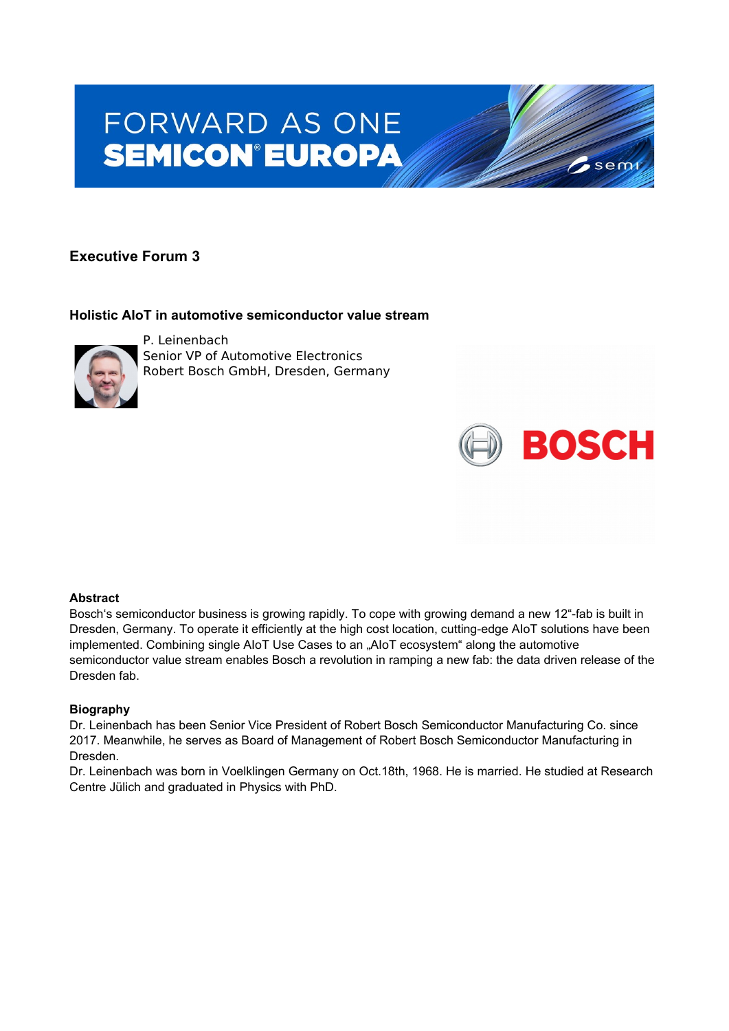FORWARD AS ONE
SEMICON® EUROPA

## Executive Forum 3

### Holistic AIoT in automotive semiconductor value stream

P. Leinenbach
Senior VP of Automotive Electronics
Robert Bosch GmbH, Dresden, Germany

**Abstract**
Bosch's semiconductor business is growing rapidly. To cope with growing demand a new 12"-fab is built in Dresden, Germany. To operate it efficiently at the high cost location, cutting-edge AIoT solutions have been implemented. Combining single AIoT Use Cases to an „AIoT ecosystem" along the automotive semiconductor value stream enables Bosch a revolution in ramping a new fab: the data driven release of the Dresden fab.

**Biography**
Dr. Leinenbach has been Senior Vice President of Robert Bosch Semiconductor Manufacturing Co. since 2017. Meanwhile, he serves as Board of Management of Robert Bosch Semiconductor Manufacturing in Dresden.
Dr. Leinenbach was born in Voelklingen Germany on Oct.18th, 1968. He is married. He studied at Research Centre Jülich and graduated in Physics with PhD.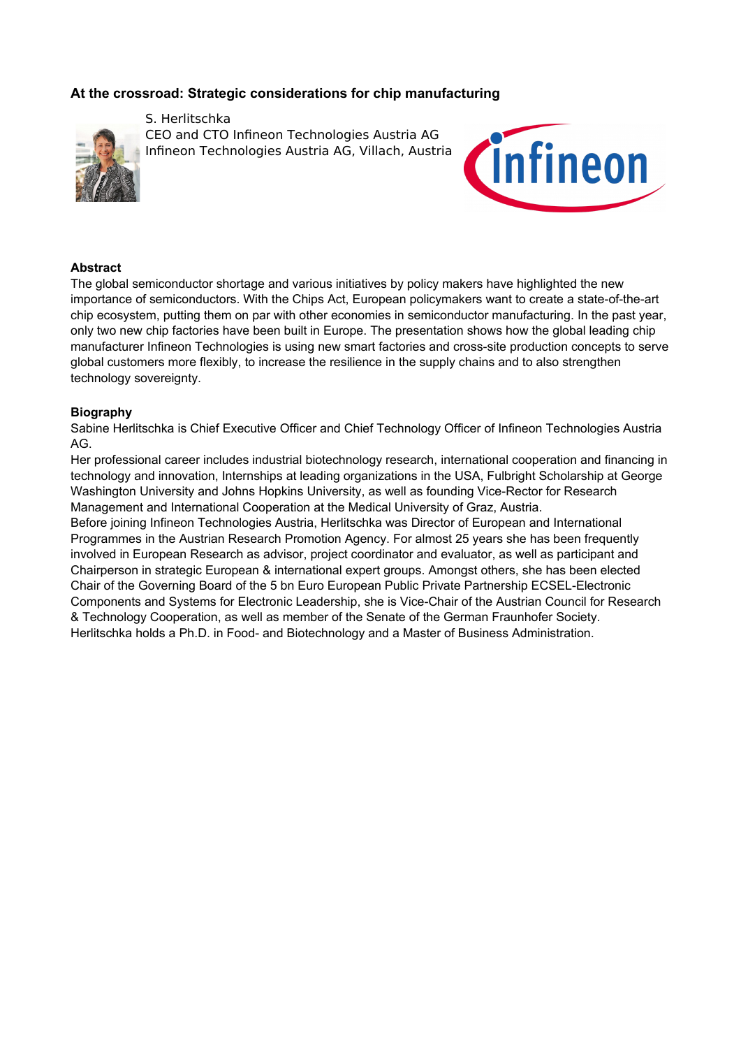## At the crossroad: Strategic considerations for chip manufacturing

S. Herlitschka
CEO and CTO Infineon Technologies Austria AG
Infineon Technologies Austria AG, Villach, Austria

### Abstract

The global semiconductor shortage and various initiatives by policy makers have highlighted the new importance of semiconductors. With the Chips Act, European policymakers want to create a state-of-the-art chip ecosystem, putting them on par with other economies in semiconductor manufacturing. In the past year, only two new chip factories have been built in Europe. The presentation shows how the global leading chip manufacturer Infineon Technologies is using new smart factories and cross-site production concepts to serve global customers more flexibly, to increase the resilience in the supply chains and to also strengthen technology sovereignty.

### Biography

Sabine Herlitschka is Chief Executive Officer and Chief Technology Officer of Infineon Technologies Austria AG.

Her professional career includes industrial biotechnology research, international cooperation and financing in technology and innovation, Internships at leading organizations in the USA, Fulbright Scholarship at George Washington University and Johns Hopkins University, as well as founding Vice-Rector for Research Management and International Cooperation at the Medical University of Graz, Austria.

Before joining Infineon Technologies Austria, Herlitschka was Director of European and International Programmes in the Austrian Research Promotion Agency. For almost 25 years she has been frequently involved in European Research as advisor, project coordinator and evaluator, as well as participant and Chairperson in strategic European & international expert groups. Amongst others, she has been elected Chair of the Governing Board of the 5 bn Euro European Public Private Partnership ECSEL-Electronic Components and Systems for Electronic Leadership, she is Vice-Chair of the Austrian Council for Research & Technology Cooperation, as well as member of the Senate of the German Fraunhofer Society.

Herlitschka holds a Ph.D. in Food- and Biotechnology and a Master of Business Administration.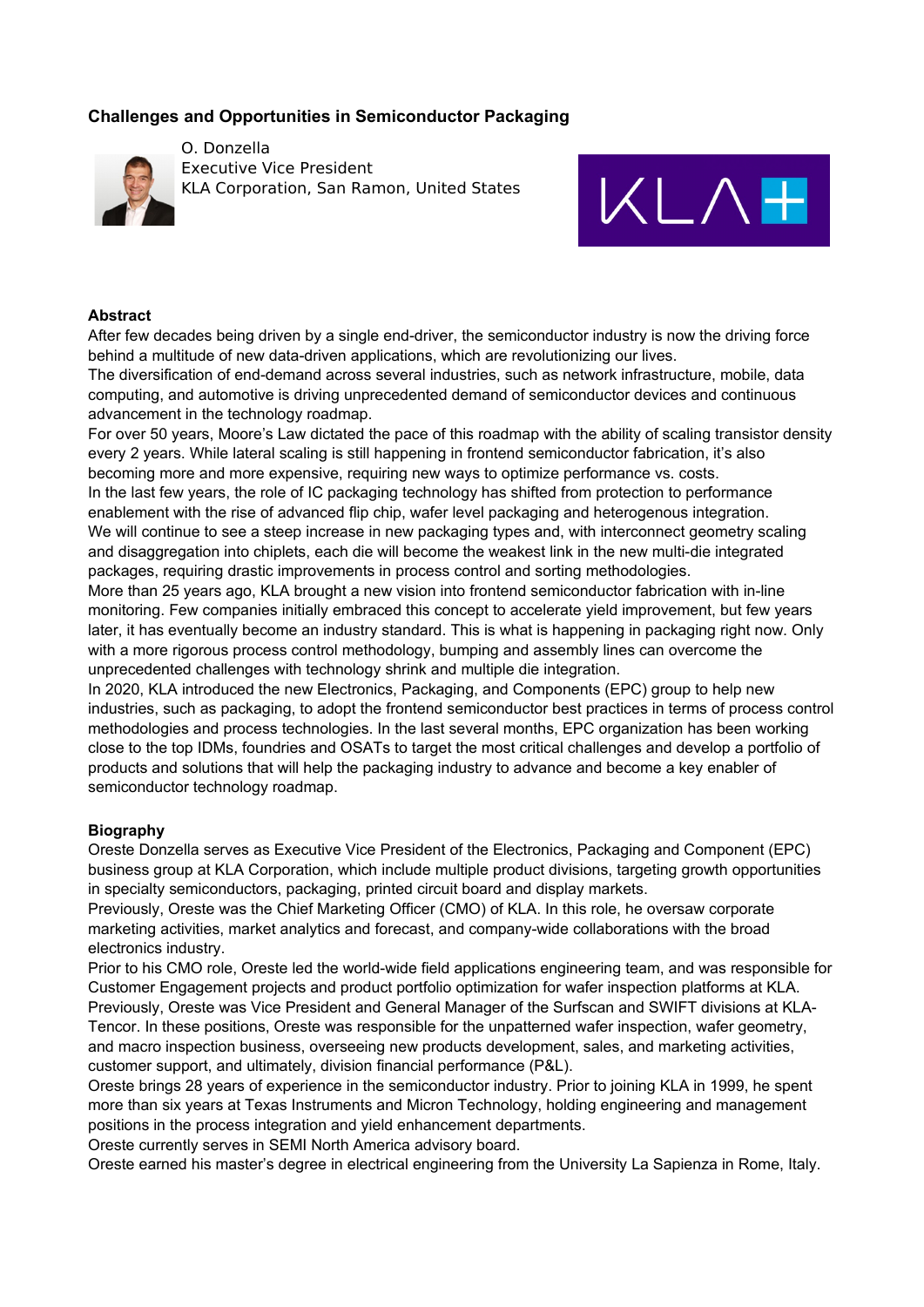## Challenges and Opportunities in Semiconductor Packaging

O. Donzella
Executive Vice President
KLA Corporation, San Ramon, United States

### Abstract

After few decades being driven by a single end-driver, the semiconductor industry is now the driving force behind a multitude of new data-driven applications, which are revolutionizing our lives.
The diversification of end-demand across several industries, such as network infrastructure, mobile, data computing, and automotive is driving unprecedented demand of semiconductor devices and continuous advancement in the technology roadmap.
For over 50 years, Moore's Law dictated the pace of this roadmap with the ability of scaling transistor density every 2 years. While lateral scaling is still happening in frontend semiconductor fabrication, it's also becoming more and more expensive, requiring new ways to optimize performance vs. costs.
In the last few years, the role of IC packaging technology has shifted from protection to performance enablement with the rise of advanced flip chip, wafer level packaging and heterogenous integration.
We will continue to see a steep increase in new packaging types and, with interconnect geometry scaling and disaggregation into chiplets, each die will become the weakest link in the new multi-die integrated packages, requiring drastic improvements in process control and sorting methodologies.
More than 25 years ago, KLA brought a new vision into frontend semiconductor fabrication with in-line monitoring. Few companies initially embraced this concept to accelerate yield improvement, but few years later, it has eventually become an industry standard. This is what is happening in packaging right now. Only with a more rigorous process control methodology, bumping and assembly lines can overcome the unprecedented challenges with technology shrink and multiple die integration.
In 2020, KLA introduced the new Electronics, Packaging, and Components (EPC) group to help new industries, such as packaging, to adopt the frontend semiconductor best practices in terms of process control methodologies and process technologies. In the last several months, EPC organization has been working close to the top IDMs, foundries and OSATs to target the most critical challenges and develop a portfolio of products and solutions that will help the packaging industry to advance and become a key enabler of semiconductor technology roadmap.

### Biography

Oreste Donzella serves as Executive Vice President of the Electronics, Packaging and Component (EPC) business group at KLA Corporation, which include multiple product divisions, targeting growth opportunities in specialty semiconductors, packaging, printed circuit board and display markets.
Previously, Oreste was the Chief Marketing Officer (CMO) of KLA. In this role, he oversaw corporate marketing activities, market analytics and forecast, and company-wide collaborations with the broad electronics industry.
Prior to his CMO role, Oreste led the world-wide field applications engineering team, and was responsible for Customer Engagement projects and product portfolio optimization for wafer inspection platforms at KLA. Previously, Oreste was Vice President and General Manager of the Surfscan and SWIFT divisions at KLA-Tencor. In these positions, Oreste was responsible for the unpatterned wafer inspection, wafer geometry, and macro inspection business, overseeing new products development, sales, and marketing activities, customer support, and ultimately, division financial performance (P&L).
Oreste brings 28 years of experience in the semiconductor industry. Prior to joining KLA in 1999, he spent more than six years at Texas Instruments and Micron Technology, holding engineering and management positions in the process integration and yield enhancement departments.
Oreste currently serves in SEMI North America advisory board.
Oreste earned his master's degree in electrical engineering from the University La Sapienza in Rome, Italy.